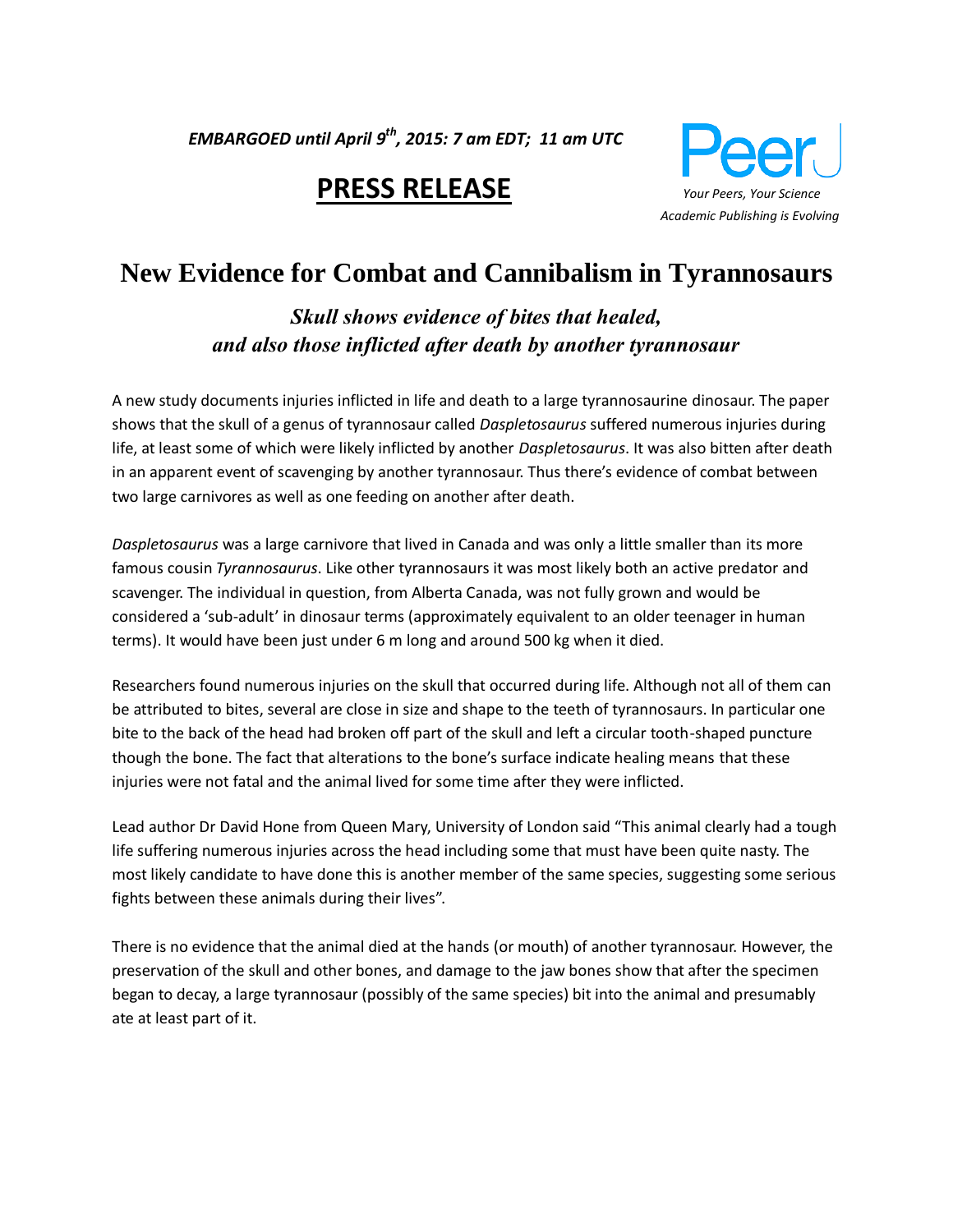***EMBARGOED until April 9th, 2015: 7 am EDT; 11 am UTC***

# PRESS RELEASE

PeerJ
*Your Peers, Your Science*
*Academic Publishing is Evolving*

# New Evidence for Combat and Cannibalism in Tyrannosaurs

## *Skull shows evidence of bites that healed, and also those inflicted after death by another tyrannosaur*

A new study documents injuries inflicted in life and death to a large tyrannosaurine dinosaur. The paper shows that the skull of a genus of tyrannosaur called *Daspletosaurus* suffered numerous injuries during life, at least some of which were likely inflicted by another *Daspletosaurus*. It was also bitten after death in an apparent event of scavenging by another tyrannosaur. Thus there's evidence of combat between two large carnivores as well as one feeding on another after death.

*Daspletosaurus* was a large carnivore that lived in Canada and was only a little smaller than its more famous cousin *Tyrannosaurus*. Like other tyrannosaurs it was most likely both an active predator and scavenger. The individual in question, from Alberta Canada, was not fully grown and would be considered a 'sub-adult' in dinosaur terms (approximately equivalent to an older teenager in human terms). It would have been just under 6 m long and around 500 kg when it died.

Researchers found numerous injuries on the skull that occurred during life. Although not all of them can be attributed to bites, several are close in size and shape to the teeth of tyrannosaurs. In particular one bite to the back of the head had broken off part of the skull and left a circular tooth-shaped puncture though the bone. The fact that alterations to the bone's surface indicate healing means that these injuries were not fatal and the animal lived for some time after they were inflicted.

Lead author Dr David Hone from Queen Mary, University of London said "This animal clearly had a tough life suffering numerous injuries across the head including some that must have been quite nasty. The most likely candidate to have done this is another member of the same species, suggesting some serious fights between these animals during their lives".

There is no evidence that the animal died at the hands (or mouth) of another tyrannosaur. However, the preservation of the skull and other bones, and damage to the jaw bones show that after the specimen began to decay, a large tyrannosaur (possibly of the same species) bit into the animal and presumably ate at least part of it.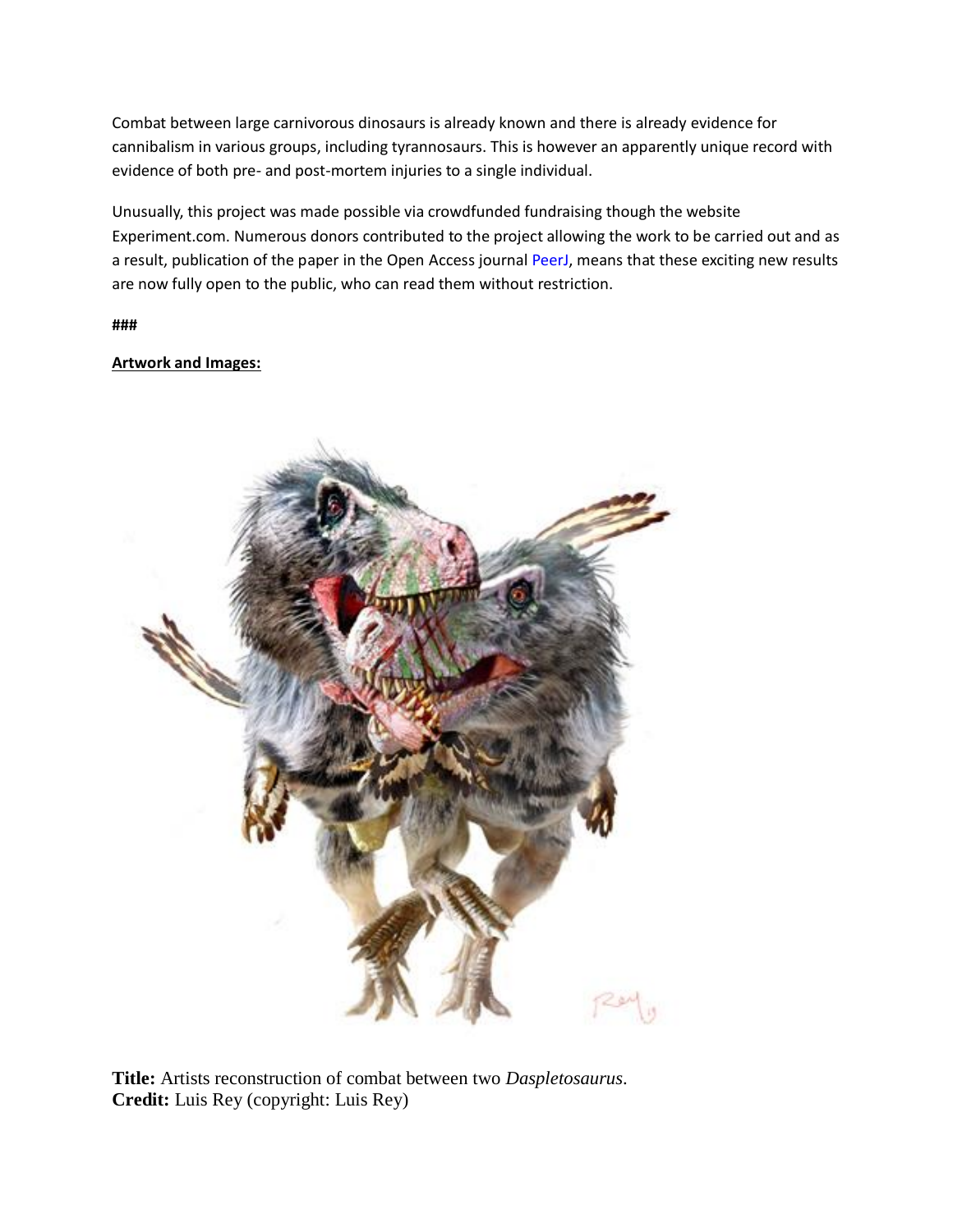Combat between large carnivorous dinosaurs is already known and there is already evidence for cannibalism in various groups, including tyrannosaurs. This is however an apparently unique record with evidence of both pre- and post-mortem injuries to a single individual.

Unusually, this project was made possible via crowdfunded fundraising though the website Experiment.com. Numerous donors contributed to the project allowing the work to be carried out and as a result, publication of the paper in the Open Access journal PeerJ, means that these exciting new results are now fully open to the public, who can read them without restriction.

###

**Artwork and Images:**

**Title:** Artists reconstruction of combat between two *Daspletosaurus*.
**Credit:** Luis Rey (copyright: Luis Rey)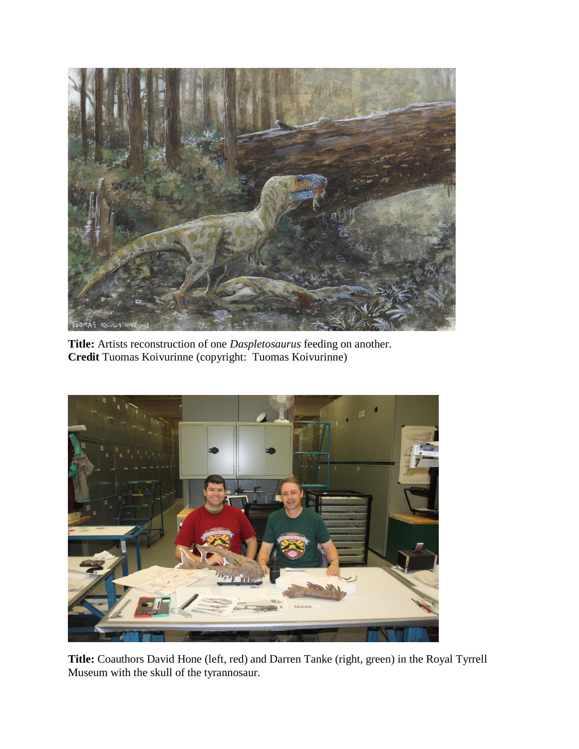**Title:** Artists reconstruction of one *Daspletosaurus* feeding on another.
**Credit** Tuomas Koivurinne (copyright: Tuomas Koivurinne)

**Title:** Coauthors David Hone (left, red) and Darren Tanke (right, green) in the Royal Tyrrell Museum with the skull of the tyrannosaur.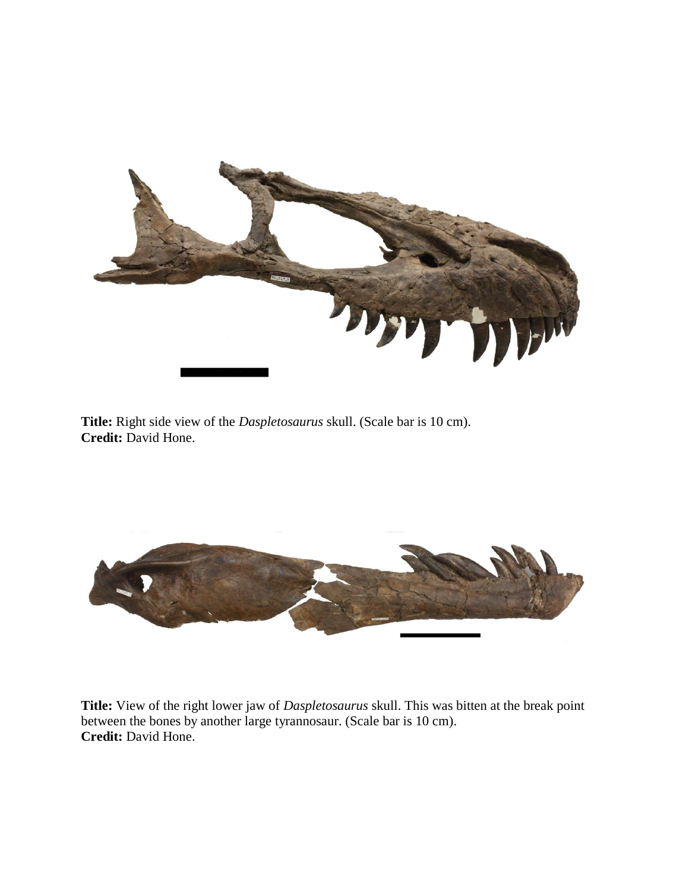**Title:** Right side view of the *Daspletosaurus* skull. (Scale bar is 10 cm).
**Credit:** David Hone.

**Title:** View of the right lower jaw of *Daspletosaurus* skull. This was bitten at the break point between the bones by another large tyrannosaur. (Scale bar is 10 cm).
**Credit:** David Hone.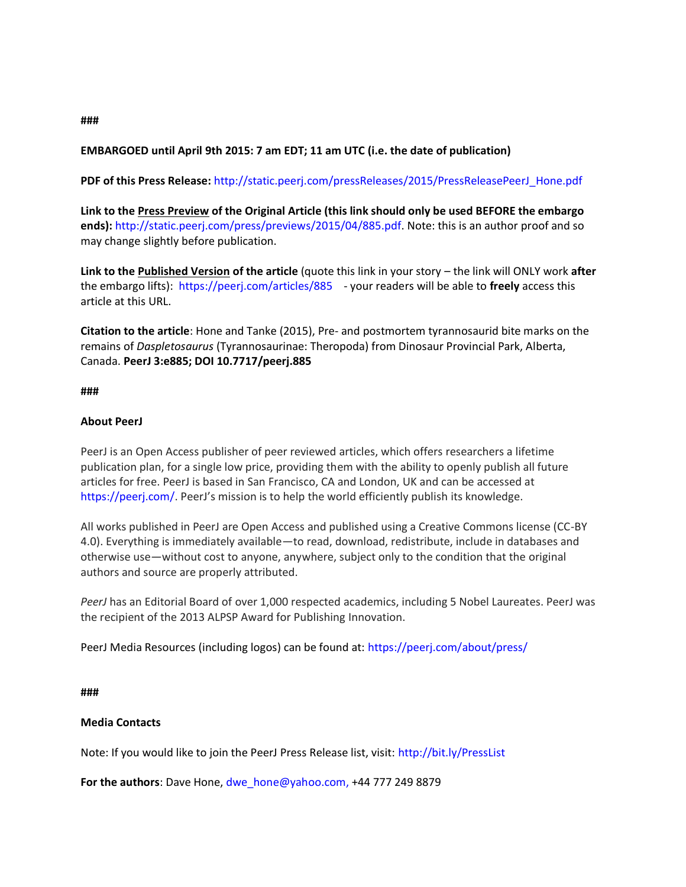###

**EMBARGOED until April 9th 2015: 7 am EDT; 11 am UTC (i.e. the date of publication)**

**PDF of this Press Release:** http://static.peerj.com/pressReleases/2015/PressReleasePeerJ_Hone.pdf

**Link to the Press Preview of the Original Article (this link should only be used BEFORE the embargo ends):** http://static.peerj.com/press/previews/2015/04/885.pdf. Note: this is an author proof and so may change slightly before publication.

**Link to the Published Version of the article** (quote this link in your story – the link will ONLY work **after** the embargo lifts): https://peerj.com/articles/885 - your readers will be able to **freely** access this article at this URL.

**Citation to the article**: Hone and Tanke (2015), Pre- and postmortem tyrannosaurid bite marks on the remains of *Daspletosaurus* (Tyrannosaurinae: Theropoda) from Dinosaur Provincial Park, Alberta, Canada. **PeerJ 3:e885; DOI 10.7717/peerj.885**

###

**About PeerJ**

PeerJ is an Open Access publisher of peer reviewed articles, which offers researchers a lifetime publication plan, for a single low price, providing them with the ability to openly publish all future articles for free. PeerJ is based in San Francisco, CA and London, UK and can be accessed at https://peerj.com/. PeerJ's mission is to help the world efficiently publish its knowledge.

All works published in PeerJ are Open Access and published using a Creative Commons license (CC-BY 4.0). Everything is immediately available—to read, download, redistribute, include in databases and otherwise use—without cost to anyone, anywhere, subject only to the condition that the original authors and source are properly attributed.

*PeerJ* has an Editorial Board of over 1,000 respected academics, including 5 Nobel Laureates. PeerJ was the recipient of the 2013 ALPSP Award for Publishing Innovation.

PeerJ Media Resources (including logos) can be found at: https://peerj.com/about/press/

###

**Media Contacts**

Note: If you would like to join the PeerJ Press Release list, visit: http://bit.ly/PressList

**For the authors**: Dave Hone, dwe_hone@yahoo.com, +44 777 249 8879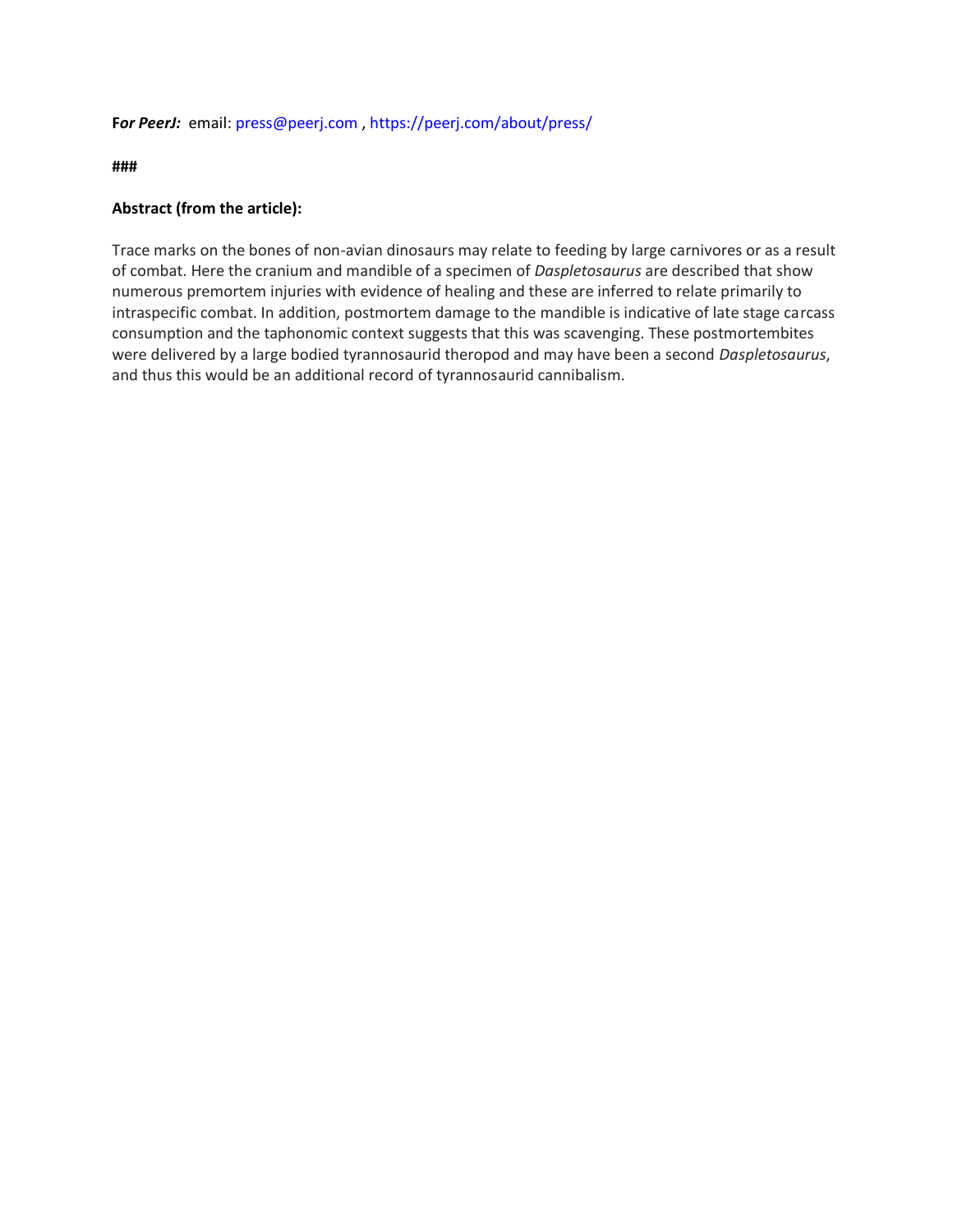**F*or PeerJ:*** email: press@peerj.com , https://peerj.com/about/press/

**###**

**Abstract (from the article):**

Trace marks on the bones of non-avian dinosaurs may relate to feeding by large carnivores or as a result of combat. Here the cranium and mandible of a specimen of *Daspletosaurus* are described that show numerous premortem injuries with evidence of healing and these are inferred to relate primarily to intraspecific combat. In addition, postmortem damage to the mandible is indicative of late stage carcass consumption and the taphonomic context suggests that this was scavenging. These postmortembites were delivered by a large bodied tyrannosaurid theropod and may have been a second *Daspletosaurus*, and thus this would be an additional record of tyrannosaurid cannibalism.